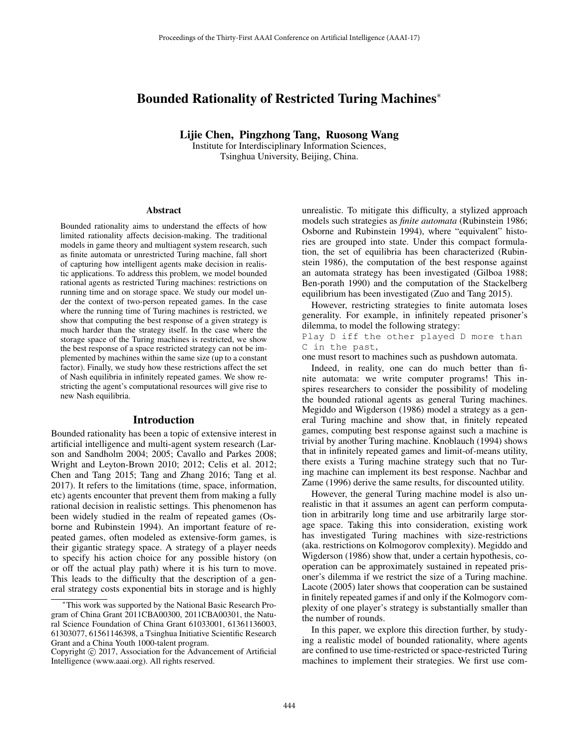# Bounded Rationality of Restricted Turing Machines*

**Lijie Chen, Pingzhong Tang, Ruosong Wang**

Institute for Interdisciplinary Information Sciences,
Tsinghua University, Beijing, China.

## Abstract

Bounded rationality aims to understand the effects of how limited rationality affects decision-making. The traditional models in game theory and multiagent system research, such as finite automata or unrestricted Turing machine, fall short of capturing how intelligent agents make decision in realistic applications. To address this problem, we model bounded rational agents as restricted Turing machines: restrictions on running time and on storage space. We study our model under the context of two-person repeated games. In the case where the running time of Turing machines is restricted, we show that computing the best response of a given strategy is much harder than the strategy itself. In the case where the storage space of the Turing machines is restricted, we show the best response of a space restricted strategy can not be implemented by machines within the same size (up to a constant factor). Finally, we study how these restrictions affect the set of Nash equilibria in infinitely repeated games. We show restricting the agent's computational resources will give rise to new Nash equilibria.

## Introduction

Bounded rationality has been a topic of extensive interest in artificial intelligence and multi-agent system research (Larson and Sandholm 2004; 2005; Cavallo and Parkes 2008; Wright and Leyton-Brown 2010; 2012; Celis et al. 2012; Chen and Tang 2015; Tang and Zhang 2016; Tang et al. 2017). It refers to the limitations (time, space, information, etc) agents encounter that prevent them from making a fully rational decision in realistic settings. This phenomenon has been widely studied in the realm of repeated games (Osborne and Rubinstein 1994). An important feature of repeated games, often modeled as extensive-form games, is their gigantic strategy space. A strategy of a player needs to specify his action choice for any possible history (on or off the actual play path) where it is his turn to move. This leads to the difficulty that the description of a general strategy costs exponential bits in storage and is highly unrealistic. To mitigate this difficulty, a stylized approach models such strategies as *finite automata* (Rubinstein 1986; Osborne and Rubinstein 1994), where "equivalent" histories are grouped into state. Under this compact formulation, the set of equilibria has been characterized (Rubinstein 1986), the computation of the best response against an automata strategy has been investigated (Gilboa 1988; Ben-porath 1990) and the computation of the Stackelberg equilibrium has been investigated (Zuo and Tang 2015).

However, restricting strategies to finite automata loses generality. For example, in infinitely repeated prisoner's dilemma, to model the following strategy:

```
Play D iff the other played D more than
C in the past,
```

one must resort to machines such as pushdown automata.

Indeed, in reality, one can do much better than finite automata: we write computer programs! This inspires researchers to consider the possibility of modeling the bounded rational agents as general Turing machines. Megiddo and Wigderson (1986) model a strategy as a general Turing machine and show that, in finitely repeated games, computing best response against such a machine is trivial by another Turing machine. Knoblauch (1994) shows that in infinitely repeated games and limit-of-means utility, there exists a Turing machine strategy such that no Turing machine can implement its best response. Nachbar and Zame (1996) derive the same results, for discounted utility.

However, the general Turing machine model is also unrealistic in that it assumes an agent can perform computation in arbitrarily long time and use arbitrarily large storage space. Taking this into consideration, existing work has investigated Turing machines with size-restrictions (aka. restrictions on Kolmogorov complexity). Megiddo and Wigderson (1986) show that, under a certain hypothesis, cooperation can be approximately sustained in repeated prisoner's dilemma if we restrict the size of a Turing machine. Lacote (2005) later shows that cooperation can be sustained in finitely repeated games if and only if the Kolmogorv complexity of one player's strategy is substantially smaller than the number of rounds.

In this paper, we explore this direction further, by studying a realistic model of bounded rationality, where agents are confined to use time-restricted or space-restricted Turing machines to implement their strategies. We first use com-

*This work was supported by the National Basic Research Program of China Grant 2011CBA00300, 2011CBA00301, the Natural Science Foundation of China Grant 61033001, 61361136003, 61303077, 61561146398, a Tsinghua Initiative Scientific Research Grant and a China Youth 1000-talent program.

Copyright © 2017, Association for the Advancement of Artificial Intelligence (www.aaai.org). All rights reserved.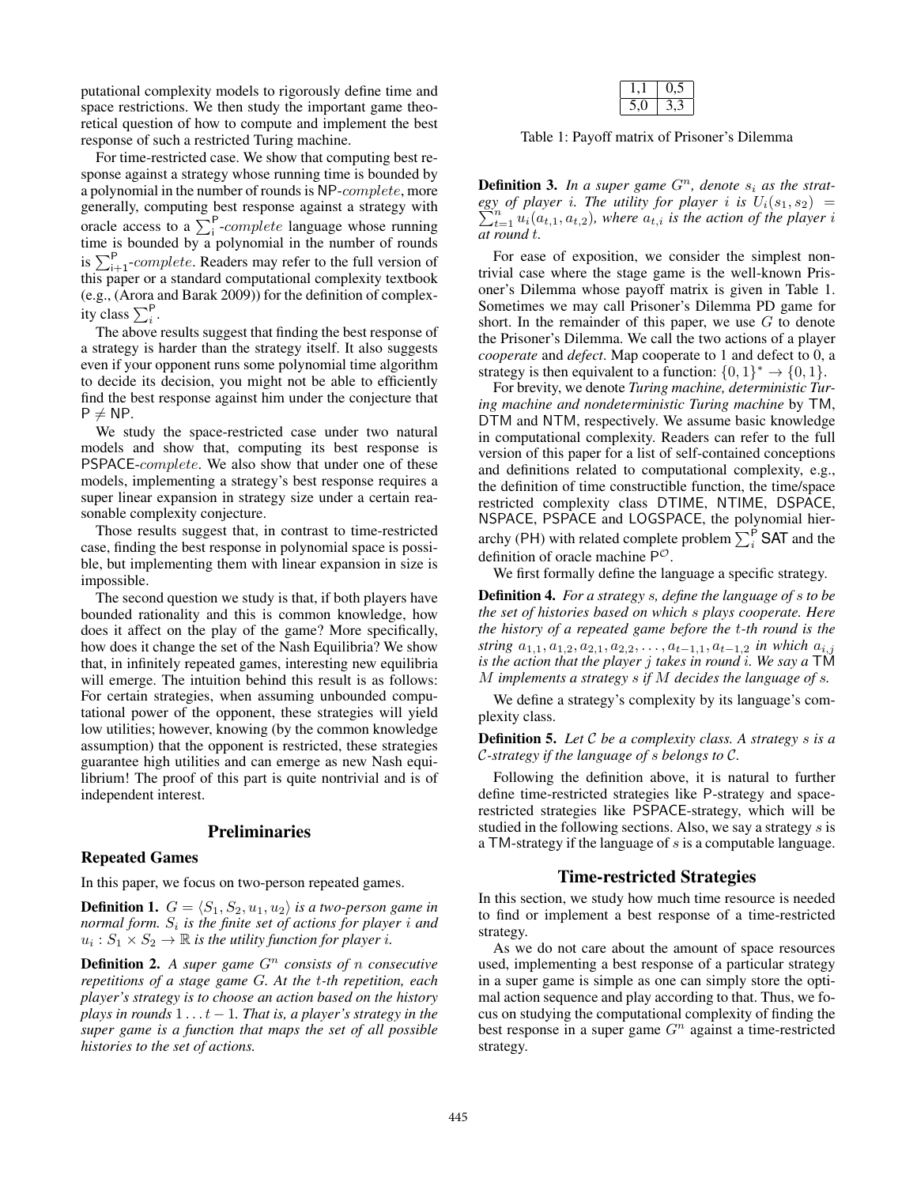putational complexity models to rigorously define time and space restrictions. We then study the important game theoretical question of how to compute and implement the best response of such a restricted Turing machine.

For time-restricted case. We show that computing best response against a strategy whose running time is bounded by a polynomial in the number of rounds is NP-*complete*, more generally, computing best response against a strategy with oracle access to a $\sum_i^{\mathsf{P}}$-*complete* language whose running time is bounded by a polynomial in the number of rounds is $\sum_{i+1}^{\mathsf{P}}$-*complete*. Readers may refer to the full version of this paper or a standard computational complexity textbook (e.g., (Arora and Barak 2009)) for the definition of complexity class $\sum_i^{\mathsf{P}}$.

The above results suggest that finding the best response of a strategy is harder than the strategy itself. It also suggests even if your opponent runs some polynomial time algorithm to decide its decision, you might not be able to efficiently find the best response against him under the conjecture that $\mathsf{P} \neq \mathsf{NP}$.

We study the space-restricted case under two natural models and show that, computing its best response is PSPACE-*complete*. We also show that under one of these models, implementing a strategy's best response requires a super linear expansion in strategy size under a certain reasonable complexity conjecture.

Those results suggest that, in contrast to time-restricted case, finding the best response in polynomial space is possible, but implementing them with linear expansion in size is impossible.

The second question we study is that, if both players have bounded rationality and this is common knowledge, how does it affect on the play of the game? More specifically, how does it change the set of the Nash Equilibria? We show that, in infinitely repeated games, interesting new equilibria will emerge. The intuition behind this result is as follows: For certain strategies, when assuming unbounded computational power of the opponent, these strategies will yield low utilities; however, knowing (by the common knowledge assumption) that the opponent is restricted, these strategies guarantee high utilities and can emerge as new Nash equilibrium! The proof of this part is quite nontrivial and is of independent interest.

## Preliminaries

### Repeated Games

In this paper, we focus on two-person repeated games.

**Definition 1.** *$G = \langle S_1, S_2, u_1, u_2 \rangle$ is a two-person game in normal form. $S_i$ is the finite set of actions for player $i$ and $u_i : S_1 \times S_2 \to \mathbb{R}$ is the utility function for player $i$.*

**Definition 2.** *A super game $G^n$ consists of $n$ consecutive repetitions of a stage game $G$. At the $t$-th repetition, each player's strategy is to choose an action based on the history plays in rounds $1 \dots t-1$. That is, a player's strategy in the super game is a function that maps the set of all possible histories to the set of actions.*

| 1,1 | 0,5 |
|---|---|
| 5,0 | 3,3 |

Table 1: Payoff matrix of Prisoner's Dilemma

**Definition 3.** *In a super game $G^n$, denote $s_i$ as the strategy of player $i$. The utility for player $i$ is $U_i(s_1, s_2) = \sum_{t=1}^{n} u_i(a_{t,1}, a_{t,2})$, where $a_{t,i}$ is the action of the player $i$ at round $t$.*

For ease of exposition, we consider the simplest nontrivial case where the stage game is the well-known Prisoner's Dilemma whose payoff matrix is given in Table 1. Sometimes we may call Prisoner's Dilemma PD game for short. In the remainder of this paper, we use $G$ to denote the Prisoner's Dilemma. We call the two actions of a player *cooperate* and *defect*. Map cooperate to 1 and defect to 0, a strategy is then equivalent to a function: $\{0,1\}^* \to \{0,1\}$.

For brevity, we denote *Turing machine, deterministic Turing machine and nondeterministic Turing machine* by TM, DTM and NTM, respectively. We assume basic knowledge in computational complexity. Readers can refer to the full version of this paper for a list of self-contained conceptions and definitions related to computational complexity, e.g., the definition of time constructible function, the time/space restricted complexity class DTIME, NTIME, DSPACE, NSPACE, PSPACE and LOGSPACE, the polynomial hierarchy (PH) with related complete problem $\sum_i^{\mathsf{P}}$ SAT and the definition of oracle machine $\mathsf{P}^{\mathcal{O}}$.

We first formally define the language a specific strategy.

**Definition 4.** *For a strategy $s$, define the language of $s$ to be the set of histories based on which $s$ plays cooperate. Here the history of a repeated game before the $t$-th round is the string $a_{1,1}, a_{1,2}, a_{2,1}, a_{2,2}, \dots, a_{t-1,1}, a_{t-1,2}$ in which $a_{i,j}$ is the action that the player $j$ takes in round $i$. We say a TM $M$ implements a strategy $s$ if $M$ decides the language of $s$.*

We define a strategy's complexity by its language's complexity class.

**Definition 5.** *Let $\mathcal{C}$ be a complexity class. A strategy $s$ is a $\mathcal{C}$-strategy if the language of $s$ belongs to $\mathcal{C}$.*

Following the definition above, it is natural to further define time-restricted strategies like P-strategy and space-restricted strategies like PSPACE-strategy, which will be studied in the following sections. Also, we say a strategy $s$ is a TM-strategy if the language of $s$ is a computable language.

## Time-restricted Strategies

In this section, we study how much time resource is needed to find or implement a best response of a time-restricted strategy.

As we do not care about the amount of space resources used, implementing a best response of a particular strategy in a super game is simple as one can simply store the optimal action sequence and play according to that. Thus, we focus on studying the computational complexity of finding the best response in a super game $G^n$ against a time-restricted strategy.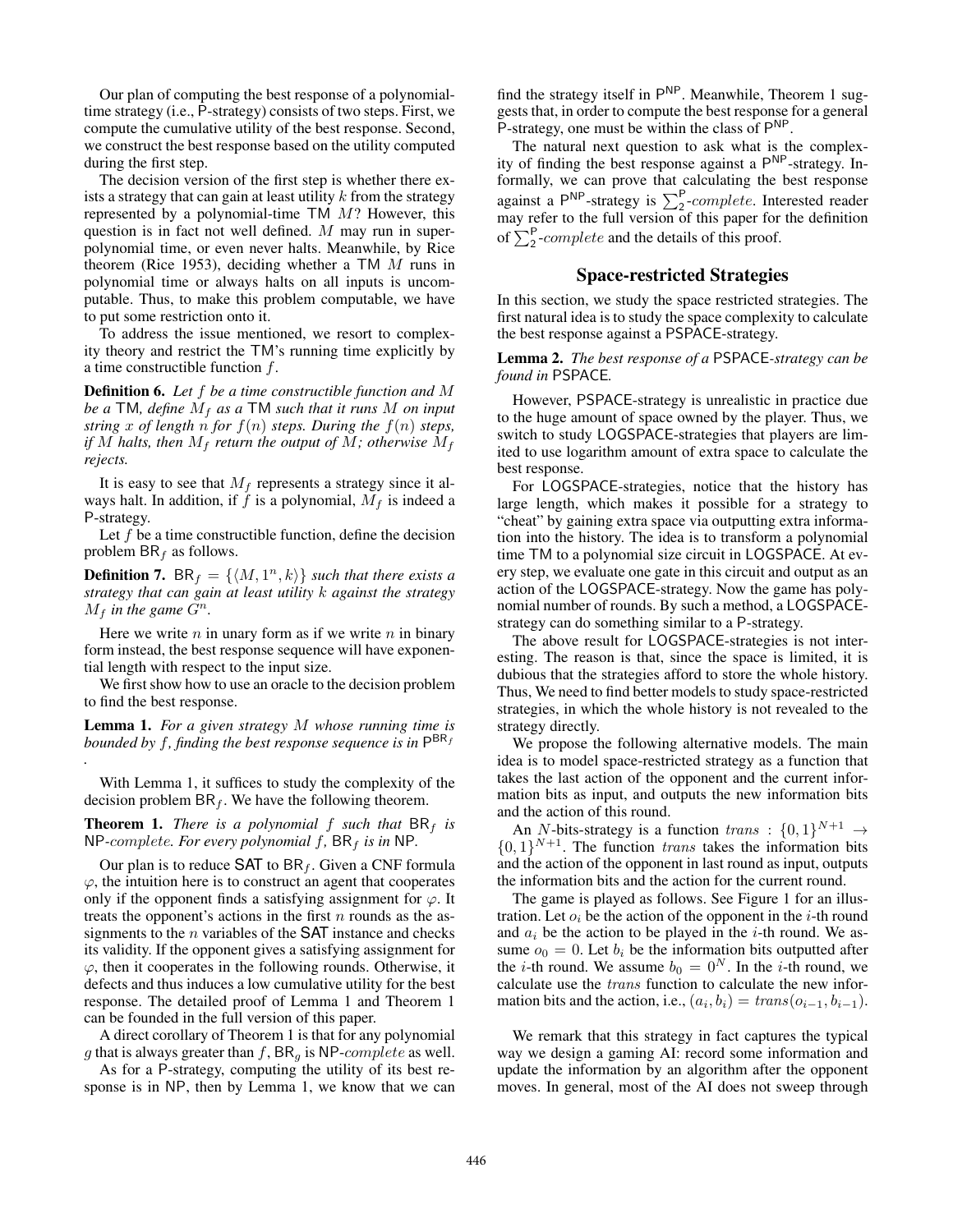Our plan of computing the best response of a polynomial-time strategy (i.e., P-strategy) consists of two steps. First, we compute the cumulative utility of the best response. Second, we construct the best response based on the utility computed during the first step.

The decision version of the first step is whether there exists a strategy that can gain at least utility $k$ from the strategy represented by a polynomial-time TM $M$? However, this question is in fact not well defined. $M$ may run in super-polynomial time, or even never halts. Meanwhile, by Rice theorem (Rice 1953), deciding whether a TM $M$ runs in polynomial time or always halts on all inputs is uncomputable. Thus, to make this problem computable, we have to put some restriction onto it.

To address the issue mentioned, we resort to complexity theory and restrict the TM's running time explicitly by a time constructible function $f$.

**Definition 6.** *Let $f$ be a time constructible function and $M$ be a* TM*, define $M_f$ as a* TM *such that it runs $M$ on input string $x$ of length $n$ for $f(n)$ steps. During the $f(n)$ steps, if $M$ halts, then $M_f$ return the output of $M$; otherwise $M_f$ rejects.*

It is easy to see that $M_f$ represents a strategy since it always halt. In addition, if $f$ is a polynomial, $M_f$ is indeed a P-strategy.

Let $f$ be a time constructible function, define the decision problem $\mathsf{BR}_f$ as follows.

**Definition 7.** $\mathsf{BR}_f = \{\langle M, 1^n, k\rangle\}$ *such that there exists a strategy that can gain at least utility $k$ against the strategy $M_f$ in the game $G^n$.*

Here we write $n$ in unary form as if we write $n$ in binary form instead, the best response sequence will have exponential length with respect to the input size.

We first show how to use an oracle to the decision problem to find the best response.

**Lemma 1.** *For a given strategy $M$ whose running time is bounded by $f$, finding the best response sequence is in $\mathsf{P}^{\mathsf{BR}_f}$.*

With Lemma 1, it suffices to study the complexity of the decision problem $\mathsf{BR}_f$. We have the following theorem.

**Theorem 1.** *There is a polynomial $f$ such that $\mathsf{BR}_f$ is* NP*-complete. For every polynomial $f$, $\mathsf{BR}_f$ is in* NP*.*

Our plan is to reduce SAT to $\mathsf{BR}_f$. Given a CNF formula $\varphi$, the intuition here is to construct an agent that cooperates only if the opponent finds a satisfying assignment for $\varphi$. It treats the opponent's actions in the first $n$ rounds as the assignments to the $n$ variables of the SAT instance and checks its validity. If the opponent gives a satisfying assignment for $\varphi$, then it cooperates in the following rounds. Otherwise, it defects and thus induces a low cumulative utility for the best response. The detailed proof of Lemma 1 and Theorem 1 can be founded in the full version of this paper.

A direct corollary of Theorem 1 is that for any polynomial $g$ that is always greater than $f$, $\mathsf{BR}_g$ is NP-*complete* as well.

As for a P-strategy, computing the utility of its best response is in NP, then by Lemma 1, we know that we can find the strategy itself in $\mathsf{P}^{\mathsf{NP}}$. Meanwhile, Theorem 1 suggests that, in order to compute the best response for a general P-strategy, one must be within the class of $\mathsf{P}^{\mathsf{NP}}$.

The natural next question to ask what is the complexity of finding the best response against a $\mathsf{P}^{\mathsf{NP}}$-strategy. Informally, we can prove that calculating the best response against a $\mathsf{P}^{\mathsf{NP}}$-strategy is $\sum_2^{\mathsf{P}}$-*complete*. Interested reader may refer to the full version of this paper for the definition of $\sum_2^{\mathsf{P}}$-*complete* and the details of this proof.

## Space-restricted Strategies

In this section, we study the space restricted strategies. The first natural idea is to study the space complexity to calculate the best response against a PSPACE-strategy.

**Lemma 2.** *The best response of a* PSPACE*-strategy can be found in* PSPACE*.*

However, PSPACE-strategy is unrealistic in practice due to the huge amount of space owned by the player. Thus, we switch to study LOGSPACE-strategies that players are limited to use logarithm amount of extra space to calculate the best response.

For LOGSPACE-strategies, notice that the history has large length, which makes it possible for a strategy to "cheat" by gaining extra space via outputting extra information into the history. The idea is to transform a polynomial time TM to a polynomial size circuit in LOGSPACE. At every step, we evaluate one gate in this circuit and output as an action of the LOGSPACE-strategy. Now the game has polynomial number of rounds. By such a method, a LOGSPACE-strategy can do something similar to a P-strategy.

The above result for LOGSPACE-strategies is not interesting. The reason is that, since the space is limited, it is dubious that the strategies afford to store the whole history. Thus, We need to find better models to study space-restricted strategies, in which the whole history is not revealed to the strategy directly.

We propose the following alternative models. The main idea is to model space-restricted strategy as a function that takes the last action of the opponent and the current information bits as input, and outputs the new information bits and the action of this round.

An $N$-bits-strategy is a function $trans : \{0,1\}^{N+1} \to \{0,1\}^{N+1}$. The function $trans$ takes the information bits and the action of the opponent in last round as input, outputs the information bits and the action for the current round.

The game is played as follows. See Figure 1 for an illustration. Let $o_i$ be the action of the opponent in the $i$-th round and $a_i$ be the action to be played in the $i$-th round. We assume $o_0 = 0$. Let $b_i$ be the information bits outputted after the $i$-th round. We assume $b_0 = 0^N$. In the $i$-th round, we calculate use the $trans$ function to calculate the new information bits and the action, i.e., $(a_i, b_i) = trans(o_{i-1}, b_{i-1})$.

We remark that this strategy in fact captures the typical way we design a gaming AI: record some information and update the information by an algorithm after the opponent moves. In general, most of the AI does not sweep through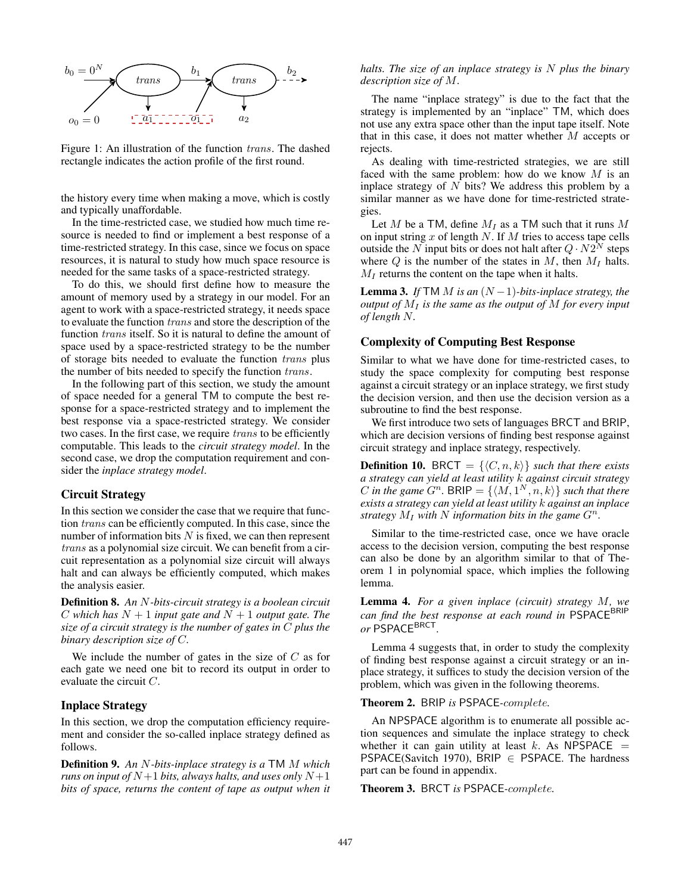Figure 1: An illustration of the function *trans*. The dashed rectangle indicates the action profile of the first round.

the history every time when making a move, which is costly and typically unaffordable.

In the time-restricted case, we studied how much time resource is needed to find or implement a best response of a time-restricted strategy. In this case, since we focus on space resources, it is natural to study how much space resource is needed for the same tasks of a space-restricted strategy.

To do this, we should first define how to measure the amount of memory used by a strategy in our model. For an agent to work with a space-restricted strategy, it needs space to evaluate the function *trans* and store the description of the function *trans* itself. So it is natural to define the amount of space used by a space-restricted strategy to be the number of storage bits needed to evaluate the function *trans* plus the number of bits needed to specify the function *trans*.

In the following part of this section, we study the amount of space needed for a general TM to compute the best response for a space-restricted strategy and to implement the best response via a space-restricted strategy. We consider two cases. In the first case, we require *trans* to be efficiently computable. This leads to the *circuit strategy model*. In the second case, we drop the computation requirement and consider the *inplace strategy model*.

### Circuit Strategy

In this section we consider the case that we require that function *trans* can be efficiently computed. In this case, since the number of information bits $N$ is fixed, we can then represent *trans* as a polynomial size circuit. We can benefit from a circuit representation as a polynomial size circuit will always halt and can always be efficiently computed, which makes the analysis easier.

**Definition 8.** *An $N$-bits-circuit strategy is a boolean circuit $C$ which has $N+1$ input gate and $N+1$ output gate. The size of a circuit strategy is the number of gates in $C$ plus the binary description size of $C$.*

We include the number of gates in the size of $C$ as for each gate we need one bit to record its output in order to evaluate the circuit $C$.

### Inplace Strategy

In this section, we drop the computation efficiency requirement and consider the so-called inplace strategy defined as follows.

**Definition 9.** *An $N$-bits-inplace strategy is a TM $M$ which runs on input of $N+1$ bits, always halts, and uses only $N+1$ bits of space, returns the content of tape as output when it halts. The size of an inplace strategy is $N$ plus the binary description size of $M$.*

The name "inplace strategy" is due to the fact that the strategy is implemented by an "inplace" TM, which does not use any extra space other than the input tape itself. Note that in this case, it does not matter whether $M$ accepts or rejects.

As dealing with time-restricted strategies, we are still faced with the same problem: how do we know $M$ is an inplace strategy of $N$ bits? We address this problem by a similar manner as we have done for time-restricted strategies.

Let $M$ be a TM, define $M_I$ as a TM such that it runs $M$ on input string $x$ of length $N$. If $M$ tries to access tape cells outside the $N$ input bits or does not halt after $Q \cdot N2^N$ steps where $Q$ is the number of the states in $M$, then $M_I$ halts. $M_I$ returns the content on the tape when it halts.

**Lemma 3.** *If TM $M$ is an $(N-1)$-bits-inplace strategy, the output of $M_I$ is the same as the output of $M$ for every input of length $N$.*

### Complexity of Computing Best Response

Similar to what we have done for time-restricted cases, to study the space complexity for computing best response against a circuit strategy or an inplace strategy, we first study the decision version, and then use the decision version as a subroutine to find the best response.

We first introduce two sets of languages BRCT and BRIP, which are decision versions of finding best response against circuit strategy and inplace strategy, respectively.

**Definition 10.** BRCT $= \{\langle C, n, k\rangle\}$ *such that there exists a strategy can yield at least utility $k$ against circuit strategy $C$ in the game $G^n$.* BRIP $= \{\langle M, 1^N, n, k\rangle\}$ *such that there exists a strategy can yield at least utility $k$ against an inplace strategy $M_I$ with $N$ information bits in the game $G^n$.*

Similar to the time-restricted case, once we have oracle access to the decision version, computing the best response can also be done by an algorithm similar to that of Theorem 1 in polynomial space, which implies the following lemma.

**Lemma 4.** *For a given inplace (circuit) strategy $M$, we can find the best response at each round in* $\mathsf{PSPACE}^{\mathsf{BRIP}}$ *or* $\mathsf{PSPACE}^{\mathsf{BRCT}}$.

Lemma 4 suggests that, in order to study the complexity of finding best response against a circuit strategy or an inplace strategy, it suffices to study the decision version of the problem, which was given in the following theorems.

**Theorem 2.** BRIP *is* PSPACE-*complete.*

An NPSPACE algorithm is to enumerate all possible action sequences and simulate the inplace strategy to check whether it can gain utility at least $k$. As NPSPACE $=$ PSPACE(Savitch 1970), BRIP $\in$ PSPACE. The hardness part can be found in appendix.

**Theorem 3.** BRCT *is* PSPACE-*complete.*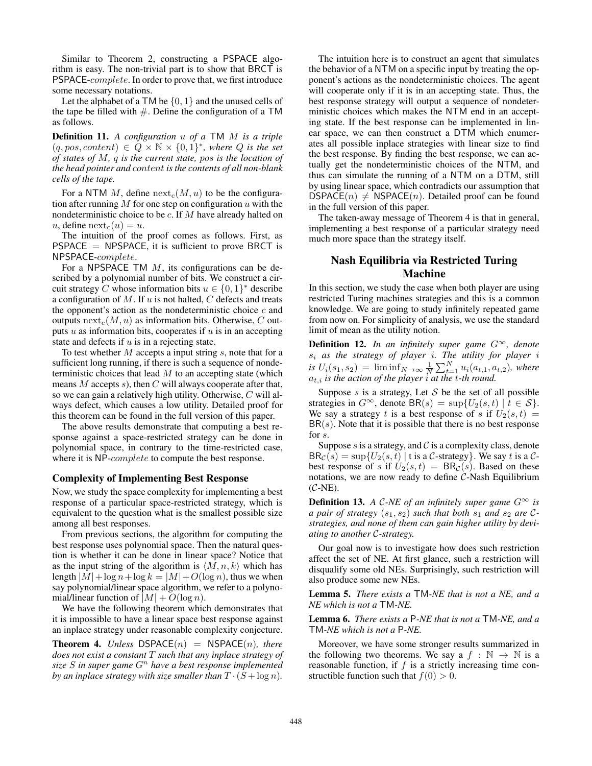Similar to Theorem 2, constructing a PSPACE algorithm is easy. The non-trivial part is to show that BRCT is PSPACE-*complete*. In order to prove that, we first introduce some necessary notations.

Let the alphabet of a TM be $\{0, 1\}$ and the unused cells of the tape be filled with $\#$. Define the configuration of a TM as follows.

**Definition 11.** *A configuration $u$ of a TM $M$ is a triple $(q, pos, content) \in Q \times \mathbb{N} \times \{0, 1\}^*$, where $Q$ is the set of states of $M$, $q$ is the current state, $pos$ is the location of the head pointer and $content$ is the contents of all non-blank cells of the tape.*

For a NTM $M$, define $\text{next}_c(M, u)$ to be the configuration after running $M$ for one step on configuration $u$ with the nondeterministic choice to be $c$. If $M$ have already halted on $u$, define $\text{next}_c(u) = u$.

The intuition of the proof comes as follows. First, as PSPACE = NPSPACE, it is sufficient to prove BRCT is NPSPACE-*complete*.

For a NPSPACE TM $M$, its configurations can be described by a polynomial number of bits. We construct a circuit strategy $C$ whose information bits $u \in \{0, 1\}^*$ describe a configuration of $M$. If $u$ is not halted, $C$ defects and treats the opponent's action as the nondeterministic choice $c$ and outputs $\text{next}_c(M, u)$ as information bits. Otherwise, $C$ outputs $u$ as information bits, cooperates if $u$ is in an accepting state and defects if $u$ is in a rejecting state.

To test whether $M$ accepts a input string $s$, note that for a sufficient long running, if there is such a sequence of nondeterministic choices that lead $M$ to an accepting state (which means $M$ accepts $s$), then $C$ will always cooperate after that, so we can gain a relatively high utility. Otherwise, $C$ will always defect, which causes a low utility. Detailed proof for this theorem can be found in the full version of this paper.

The above results demonstrate that computing a best response against a space-restricted strategy can be done in polynomial space, in contrary to the time-restricted case, where it is NP-*complete* to compute the best response.

### Complexity of Implementing Best Response

Now, we study the space complexity for implementing a best response of a particular space-restricted strategy, which is equivalent to the question what is the smallest possible size among all best responses.

From previous sections, the algorithm for computing the best response uses polynomial space. Then the natural question is whether it can be done in linear space? Notice that as the input string of the algorithm is $\langle M, n, k\rangle$ which has length $|M| + \log n + \log k = |M| + O(\log n)$, thus we when say polynomial/linear space algorithm, we refer to a polynomial/linear function of $|M| + O(\log n)$.

We have the following theorem which demonstrates that it is impossible to have a linear space best response against an inplace strategy under reasonable complexity conjecture.

**Theorem 4.** *Unless DSPACE$(n)$ = NSPACE$(n)$, there does not exist a constant $T$ such that any inplace strategy of size $S$ in super game $G^n$ have a best response implemented by an inplace strategy with size smaller than $T \cdot (S + \log n)$.*

The intuition here is to construct an agent that simulates the behavior of a NTM on a specific input by treating the opponent's actions as the nondeterministic choices. The agent will cooperate only if it is in an accepting state. Thus, the best response strategy will output a sequence of nondeterministic choices which makes the NTM end in an accepting state. If the best response can be implemented in linear space, we can then construct a DTM which enumerates all possible inplace strategies with linear size to find the best response. By finding the best response, we can actually get the nondeterministic choices of the NTM, and thus can simulate the running of a NTM on a DTM, still by using linear space, which contradicts our assumption that DSPACE$(n) \neq$ NSPACE$(n)$. Detailed proof can be found in the full version of this paper.

The taken-away message of Theorem 4 is that in general, implementing a best response of a particular strategy need much more space than the strategy itself.

## Nash Equilibria via Restricted Turing Machine

In this section, we study the case when both player are using restricted Turing machines strategies and this is a common knowledge. We are going to study infinitely repeated game from now on. For simplicity of analysis, we use the standard limit of mean as the utility notion.

**Definition 12.** *In an infinitely super game $G^\infty$, denote $s_i$ as the strategy of player $i$. The utility for player $i$ is $U_i(s_1, s_2) = \liminf_{N\to\infty} \frac{1}{N}\sum_{t=1}^{N} u_i(a_{t,1}, a_{t,2})$, where $a_{t,i}$ is the action of the player $i$ at the $t$-th round.*

Suppose $s$ is a strategy, Let $\mathcal{S}$ be the set of all possible strategies in $G^\infty$, denote $\mathsf{BR}(s) = \sup\{U_2(s, t) \mid t \in \mathcal{S}\}$. We say a strategy $t$ is a best response of $s$ if $U_2(s, t) = \mathsf{BR}(s)$. Note that it is possible that there is no best response for $s$.

Suppose $s$ is a strategy, and $\mathcal{C}$ is a complexity class, denote $\mathsf{BR}_\mathcal{C}(s) = \sup\{U_2(s, t) \mid \text{t is a } \mathcal{C}\text{-strategy}\}$. We say $t$ is a $\mathcal{C}$-best response of $s$ if $U_2(s, t) = \mathsf{BR}_\mathcal{C}(s)$. Based on these notations, we are now ready to define $\mathcal{C}$-Nash Equilibrium ($\mathcal{C}$-NE).

**Definition 13.** *A $\mathcal{C}$-NE of an infinitely super game $G^\infty$ is a pair of strategy $(s_1, s_2)$ such that both $s_1$ and $s_2$ are $\mathcal{C}$-strategies, and none of them can gain higher utility by deviating to another $\mathcal{C}$-strategy.*

Our goal now is to investigate how does such restriction affect the set of NE. At first glance, such a restriction will disqualify some old NEs. Surprisingly, such restriction will also produce some new NEs.

**Lemma 5.** *There exists a TM-NE that is not a NE, and a NE which is not a TM-NE.*

**Lemma 6.** *There exists a P-NE that is not a TM-NE, and a TM-NE which is not a P-NE.*

Moreover, we have some stronger results summarized in the following two theorems. We say a $f : \mathbb{N} \to \mathbb{N}$ is a reasonable function, if $f$ is a strictly increasing time constructible function such that $f(0) > 0$.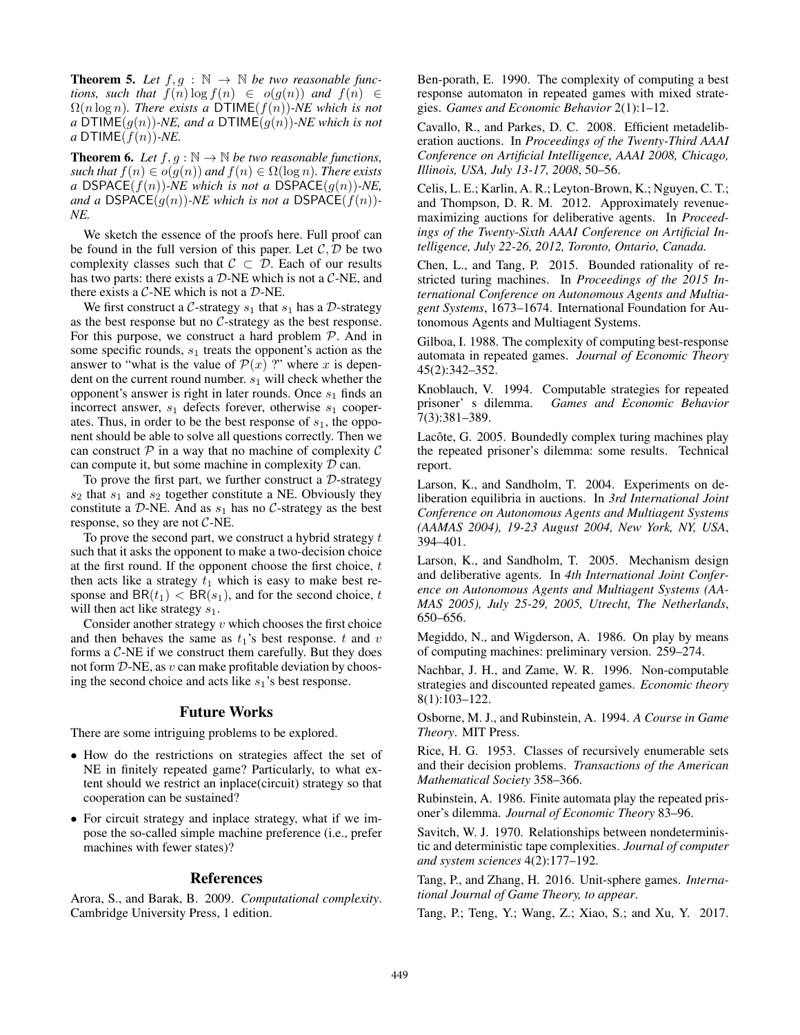**Theorem 5.** *Let $f, g : \mathbb{N} \to \mathbb{N}$ be two reasonable functions, such that $f(n) \log f(n) \in o(g(n))$ and $f(n) \in \Omega(n \log n)$. There exists a* $\mathsf{DTIME}(f(n))$*-NE which is not a* $\mathsf{DTIME}(g(n))$*-NE, and a* $\mathsf{DTIME}(g(n))$*-NE which is not a* $\mathsf{DTIME}(f(n))$*-NE.*

**Theorem 6.** *Let $f, g : \mathbb{N} \to \mathbb{N}$ be two reasonable functions, such that $f(n) \in o(g(n))$ and $f(n) \in \Omega(\log n)$. There exists a* $\mathsf{DSPACE}(f(n))$*-NE which is not a* $\mathsf{DSPACE}(g(n))$*-NE, and a* $\mathsf{DSPACE}(g(n))$*-NE which is not a* $\mathsf{DSPACE}(f(n))$*-NE.*

We sketch the essence of the proofs here. Full proof can be found in the full version of this paper. Let $\mathcal{C}, \mathcal{D}$ be two complexity classes such that $\mathcal{C} \subset \mathcal{D}$. Each of our results has two parts: there exists a $\mathcal{D}$-NE which is not a $\mathcal{C}$-NE, and there exists a $\mathcal{C}$-NE which is not a $\mathcal{D}$-NE.

We first construct a $\mathcal{C}$-strategy $s_1$ that $s_1$ has a $\mathcal{D}$-strategy as the best response but no $\mathcal{C}$-strategy as the best response. For this purpose, we construct a hard problem $\mathcal{P}$. And in some specific rounds, $s_1$ treats the opponent's action as the answer to "what is the value of $\mathcal{P}(x)$ ?" where $x$ is dependent on the current round number. $s_1$ will check whether the opponent's answer is right in later rounds. Once $s_1$ finds an incorrect answer, $s_1$ defects forever, otherwise $s_1$ cooperates. Thus, in order to be the best response of $s_1$, the opponent should be able to solve all questions correctly. Then we can construct $\mathcal{P}$ in a way that no machine of complexity $\mathcal{C}$ can compute it, but some machine in complexity $\mathcal{D}$ can.

To prove the first part, we further construct a $\mathcal{D}$-strategy $s_2$ that $s_1$ and $s_2$ together constitute a NE. Obviously they constitute a $\mathcal{D}$-NE. And as $s_1$ has no $\mathcal{C}$-strategy as the best response, so they are not $\mathcal{C}$-NE.

To prove the second part, we construct a hybrid strategy $t$ such that it asks the opponent to make a two-decision choice at the first round. If the opponent choose the first choice, $t$ then acts like a strategy $t_1$ which is easy to make best response and $\mathsf{BR}(t_1) < \mathsf{BR}(s_1)$, and for the second choice, $t$ will then act like strategy $s_1$.

Consider another strategy $v$ which chooses the first choice and then behaves the same as $t_1$'s best response. $t$ and $v$ forms a $\mathcal{C}$-NE if we construct them carefully. But they does not form $\mathcal{D}$-NE, as $v$ can make profitable deviation by choosing the second choice and acts like $s_1$'s best response.

## Future Works

There are some intriguing problems to be explored.

- How do the restrictions on strategies affect the set of NE in finitely repeated game? Particularly, to what extent should we restrict an inplace(circuit) strategy so that cooperation can be sustained?
- For circuit strategy and inplace strategy, what if we impose the so-called simple machine preference (i.e., prefer machines with fewer states)?

## References

Arora, S., and Barak, B. 2009. *Computational complexity*. Cambridge University Press, 1 edition.

Ben-porath, E. 1990. The complexity of computing a best response automaton in repeated games with mixed strategies. *Games and Economic Behavior* 2(1):1–12.

Cavallo, R., and Parkes, D. C. 2008. Efficient metadeliberation auctions. In *Proceedings of the Twenty-Third AAAI Conference on Artificial Intelligence, AAAI 2008, Chicago, Illinois, USA, July 13-17, 2008*, 50–56.

Celis, L. E.; Karlin, A. R.; Leyton-Brown, K.; Nguyen, C. T.; and Thompson, D. R. M. 2012. Approximately revenue-maximizing auctions for deliberative agents. In *Proceedings of the Twenty-Sixth AAAI Conference on Artificial Intelligence, July 22-26, 2012, Toronto, Ontario, Canada.*

Chen, L., and Tang, P. 2015. Bounded rationality of restricted turing machines. In *Proceedings of the 2015 International Conference on Autonomous Agents and Multiagent Systems*, 1673–1674. International Foundation for Autonomous Agents and Multiagent Systems.

Gilboa, I. 1988. The complexity of computing best-response automata in repeated games. *Journal of Economic Theory* 45(2):342–352.

Knoblauch, V. 1994. Computable strategies for repeated prisoner' s dilemma. *Games and Economic Behavior* 7(3):381–389.

Lacôte, G. 2005. Boundedly complex turing machines play the repeated prisoner's dilemma: some results. Technical report.

Larson, K., and Sandholm, T. 2004. Experiments on deliberation equilibria in auctions. In *3rd International Joint Conference on Autonomous Agents and Multiagent Systems (AAMAS 2004), 19-23 August 2004, New York, NY, USA*, 394–401.

Larson, K., and Sandholm, T. 2005. Mechanism design and deliberative agents. In *4th International Joint Conference on Autonomous Agents and Multiagent Systems (AAMAS 2005), July 25-29, 2005, Utrecht, The Netherlands*, 650–656.

Megiddo, N., and Wigderson, A. 1986. On play by means of computing machines: preliminary version. 259–274.

Nachbar, J. H., and Zame, W. R. 1996. Non-computable strategies and discounted repeated games. *Economic theory* 8(1):103–122.

Osborne, M. J., and Rubinstein, A. 1994. *A Course in Game Theory*. MIT Press.

Rice, H. G. 1953. Classes of recursively enumerable sets and their decision problems. *Transactions of the American Mathematical Society* 358–366.

Rubinstein, A. 1986. Finite automata play the repeated prisoner's dilemma. *Journal of Economic Theory* 83–96.

Savitch, W. J. 1970. Relationships between nondeterministic and deterministic tape complexities. *Journal of computer and system sciences* 4(2):177–192.

Tang, P., and Zhang, H. 2016. Unit-sphere games. *International Journal of Game Theory, to appear*.

Tang, P.; Teng, Y.; Wang, Z.; Xiao, S.; and Xu, Y. 2017.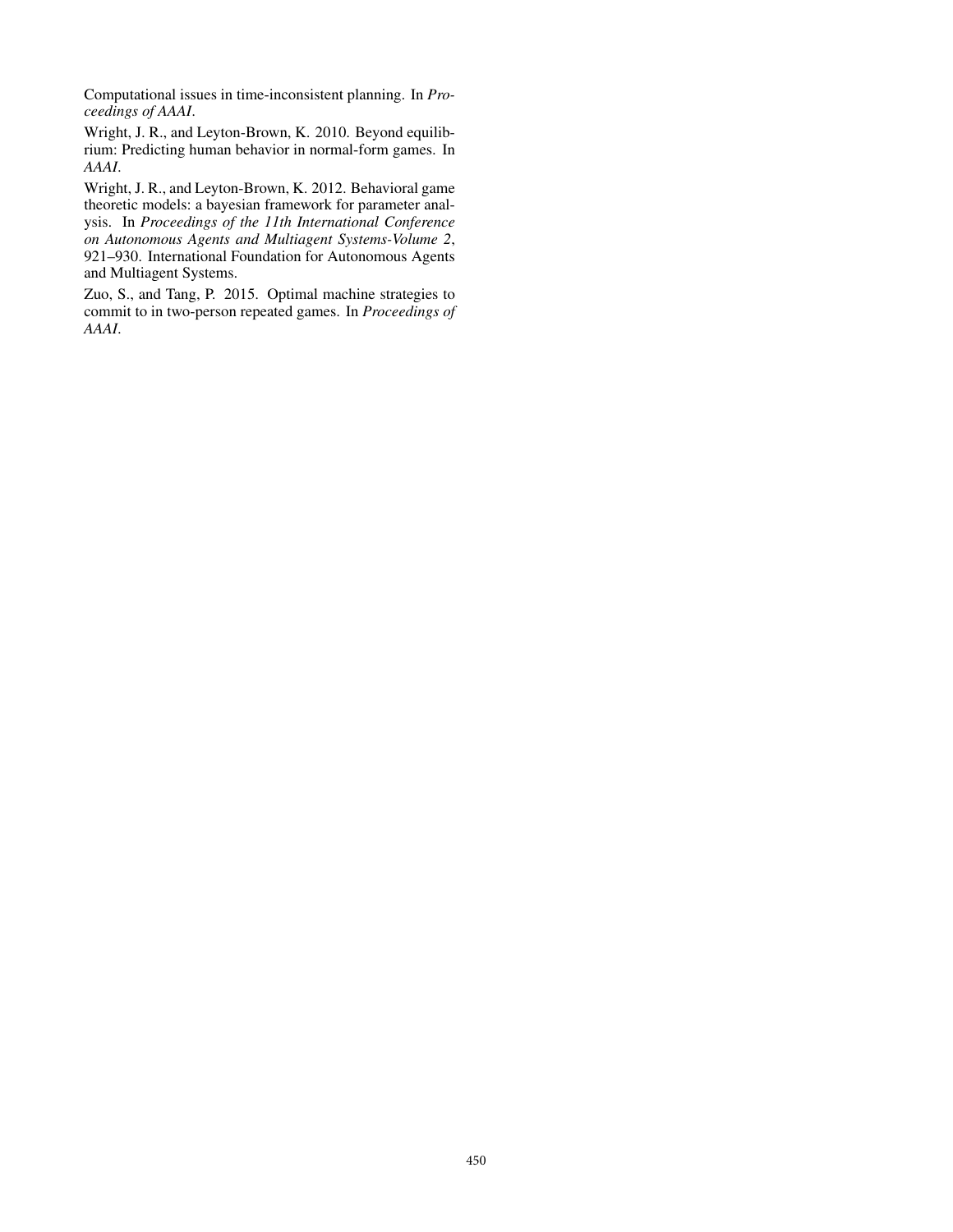Computational issues in time-inconsistent planning. In *Proceedings of AAAI*.

Wright, J. R., and Leyton-Brown, K. 2010. Beyond equilibrium: Predicting human behavior in normal-form games. In *AAAI*.

Wright, J. R., and Leyton-Brown, K. 2012. Behavioral game theoretic models: a bayesian framework for parameter analysis. In *Proceedings of the 11th International Conference on Autonomous Agents and Multiagent Systems-Volume 2*, 921–930. International Foundation for Autonomous Agents and Multiagent Systems.

Zuo, S., and Tang, P. 2015. Optimal machine strategies to commit to in two-person repeated games. In *Proceedings of AAAI*.